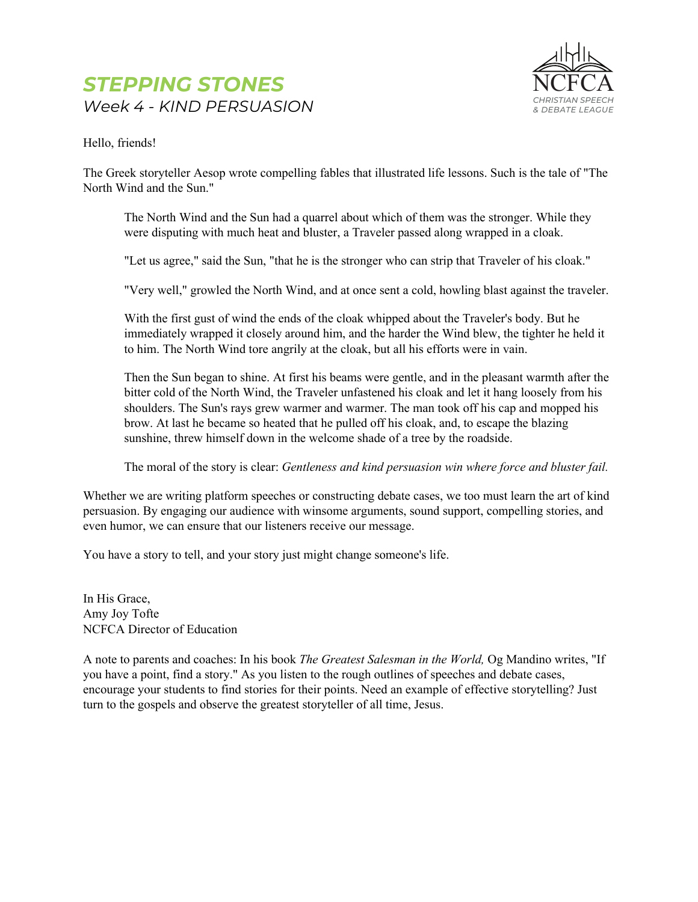# STEPPING STONES

## *Week 4 - KIND PERSUASION*

NCFCA
*CHRISTIAN SPEECH & DEBATE LEAGUE*

Hello, friends!

The Greek storyteller Aesop wrote compelling fables that illustrated life lessons. Such is the tale of "The North Wind and the Sun."

> The North Wind and the Sun had a quarrel about which of them was the stronger. While they were disputing with much heat and bluster, a Traveler passed along wrapped in a cloak.
>
> "Let us agree," said the Sun, "that he is the stronger who can strip that Traveler of his cloak."
>
> "Very well," growled the North Wind, and at once sent a cold, howling blast against the traveler.
>
> With the first gust of wind the ends of the cloak whipped about the Traveler's body. But he immediately wrapped it closely around him, and the harder the Wind blew, the tighter he held it to him. The North Wind tore angrily at the cloak, but all his efforts were in vain.
>
> Then the Sun began to shine. At first his beams were gentle, and in the pleasant warmth after the bitter cold of the North Wind, the Traveler unfastened his cloak and let it hang loosely from his shoulders. The Sun's rays grew warmer and warmer. The man took off his cap and mopped his brow. At last he became so heated that he pulled off his cloak, and, to escape the blazing sunshine, threw himself down in the welcome shade of a tree by the roadside.
>
> The moral of the story is clear: *Gentleness and kind persuasion win where force and bluster fail.*

Whether we are writing platform speeches or constructing debate cases, we too must learn the art of kind persuasion. By engaging our audience with winsome arguments, sound support, compelling stories, and even humor, we can ensure that our listeners receive our message.

You have a story to tell, and your story just might change someone's life.

In His Grace,
Amy Joy Tofte
NCFCA Director of Education

A note to parents and coaches: In his book *The Greatest Salesman in the World,* Og Mandino writes, "If you have a point, find a story." As you listen to the rough outlines of speeches and debate cases, encourage your students to find stories for their points. Need an example of effective storytelling? Just turn to the gospels and observe the greatest storyteller of all time, Jesus.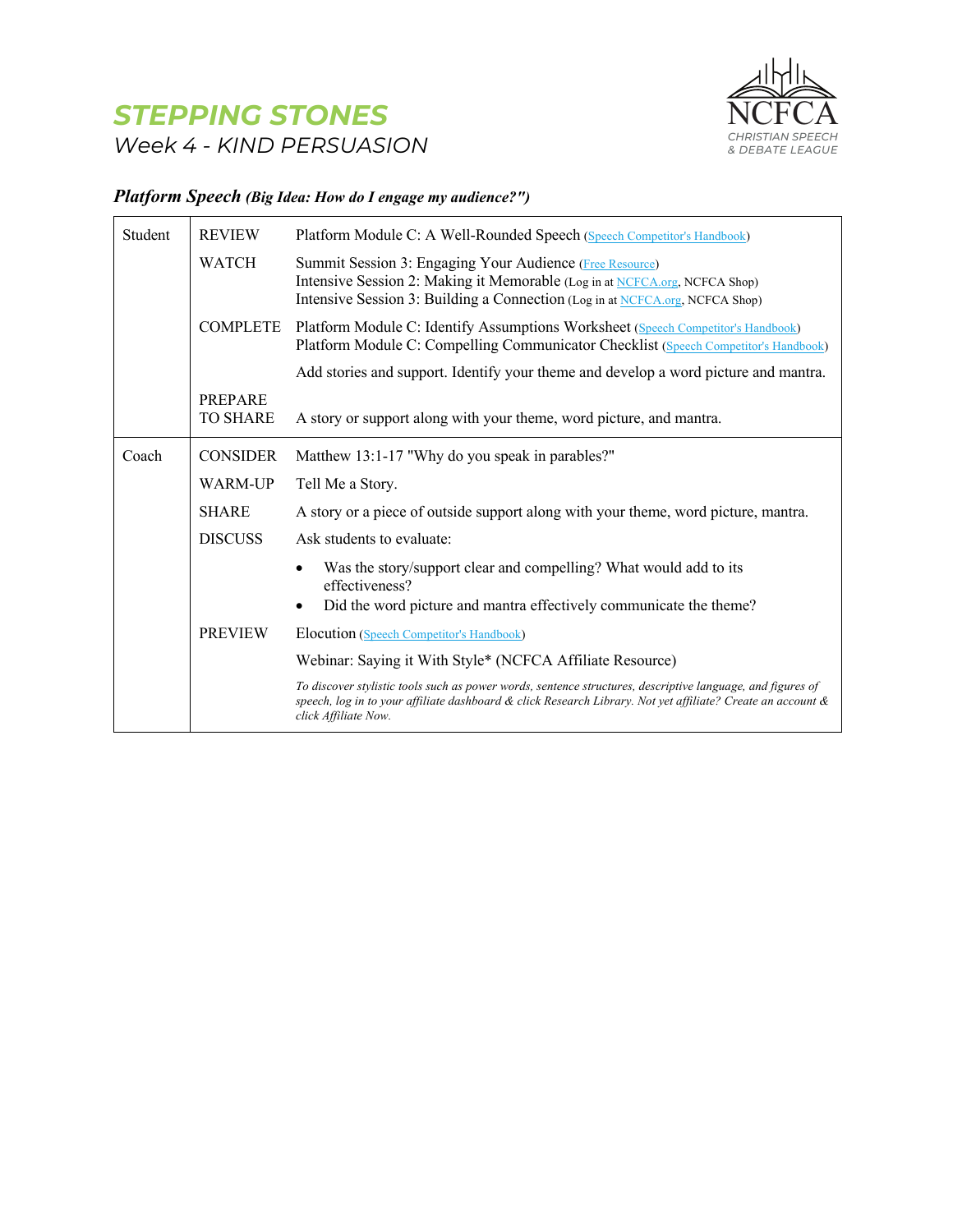# STEPPING STONES

*Week 4 - KIND PERSUASION*

NCFCA
CHRISTIAN SPEECH & DEBATE LEAGUE

## *Platform Speech* *(Big Idea: How do I engage my audience?")*

| | | |
|---|---|---|
| Student | REVIEW | Platform Module C: A Well-Rounded Speech (Speech Competitor's Handbook) |
| | WATCH | Summit Session 3: Engaging Your Audience (Free Resource)<br>Intensive Session 2: Making it Memorable (Log in at NCFCA.org, NCFCA Shop)<br>Intensive Session 3: Building a Connection (Log in at NCFCA.org, NCFCA Shop) |
| | COMPLETE | Platform Module C: Identify Assumptions Worksheet (Speech Competitor's Handbook)<br>Platform Module C: Compelling Communicator Checklist (Speech Competitor's Handbook)<br><br>Add stories and support. Identify your theme and develop a word picture and mantra. |
| | PREPARE TO SHARE | A story or support along with your theme, word picture, and mantra. |
| Coach | CONSIDER | Matthew 13:1-17 "Why do you speak in parables?" |
| | WARM-UP | Tell Me a Story. |
| | SHARE | A story or a piece of outside support along with your theme, word picture, mantra. |
| | DISCUSS | Ask students to evaluate:<br>• Was the story/support clear and compelling? What would add to its effectiveness?<br>• Did the word picture and mantra effectively communicate the theme? |
| | PREVIEW | Elocution (Speech Competitor's Handbook)<br><br>Webinar: Saying it With Style* (NCFCA Affiliate Resource)<br><br>*To discover stylistic tools such as power words, sentence structures, descriptive language, and figures of speech, log in to your affiliate dashboard & click Research Library. Not yet affiliate? Create an account & click Affiliate Now.* |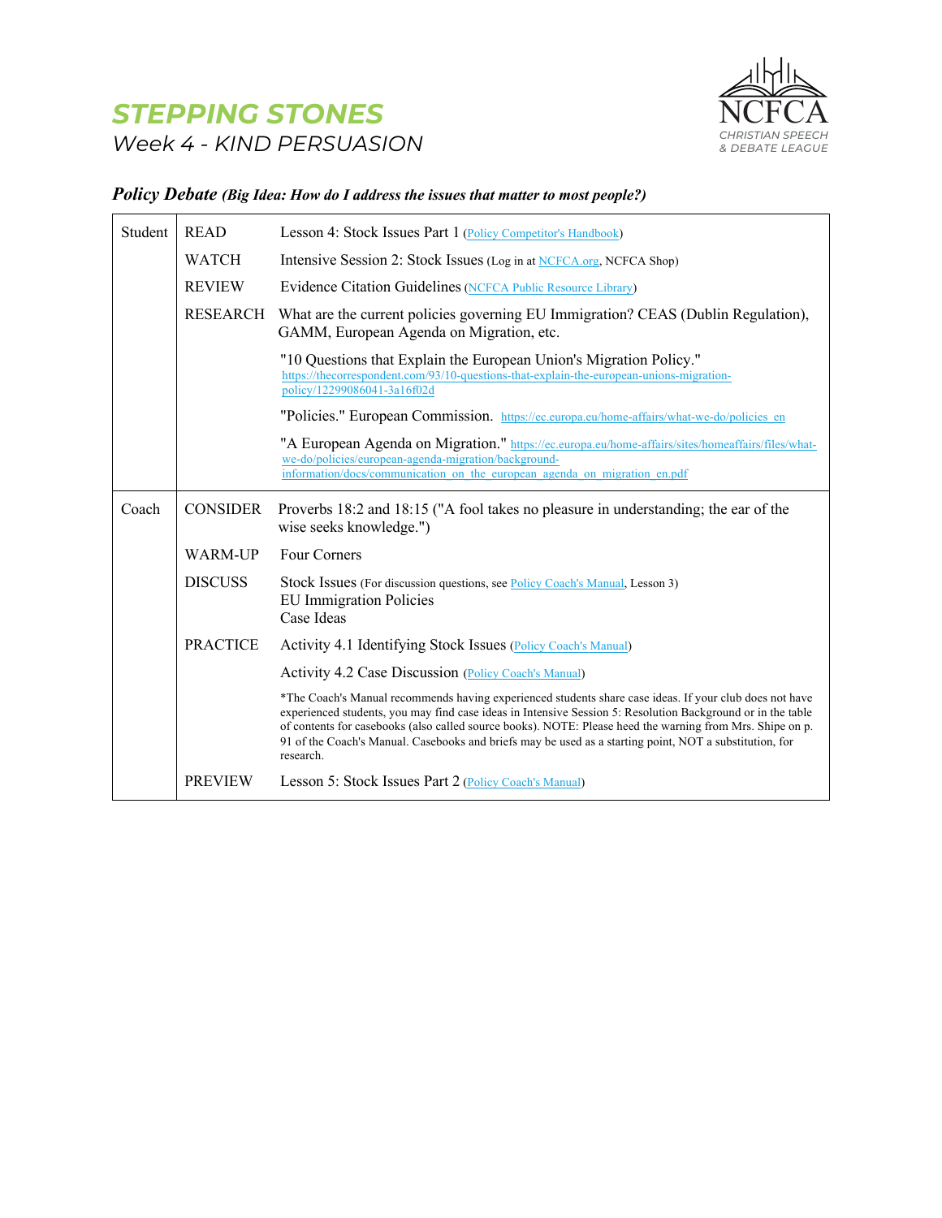# STEPPING STONES

*Week 4 - KIND PERSUASION*

NCFCA
CHRISTIAN SPEECH & DEBATE LEAGUE

## *Policy Debate* *(Big Idea: How do I address the issues that matter to most people?)*

| | | |
|---|---|---|
| Student | READ | Lesson 4: Stock Issues Part 1 (Policy Competitor's Handbook) |
| | WATCH | Intensive Session 2: Stock Issues (Log in at NCFCA.org, NCFCA Shop) |
| | REVIEW | Evidence Citation Guidelines (NCFCA Public Resource Library) |
| | RESEARCH | What are the current policies governing EU Immigration? CEAS (Dublin Regulation), GAMM, European Agenda on Migration, etc. |
| | | "10 Questions that Explain the European Union's Migration Policy." https://thecorrespondent.com/93/10-questions-that-explain-the-european-unions-migration-policy/12299086041-3a16f02d |
| | | "Policies." European Commission. https://ec.europa.eu/home-affairs/what-we-do/policies_en |
| | | "A European Agenda on Migration." https://ec.europa.eu/home-affairs/sites/homeaffairs/files/what-we-do/policies/european-agenda-migration/background-information/docs/communication_on_the_european_agenda_on_migration_en.pdf |
| Coach | CONSIDER | Proverbs 18:2 and 18:15 ("A fool takes no pleasure in understanding; the ear of the wise seeks knowledge.") |
| | WARM-UP | Four Corners |
| | DISCUSS | Stock Issues (For discussion questions, see Policy Coach's Manual, Lesson 3)<br>EU Immigration Policies<br>Case Ideas |
| | PRACTICE | Activity 4.1 Identifying Stock Issues (Policy Coach's Manual) |
| | | Activity 4.2 Case Discussion (Policy Coach's Manual) |
| | | *The Coach's Manual recommends having experienced students share case ideas. If your club does not have experienced students, you may find case ideas in Intensive Session 5: Resolution Background or in the table of contents for casebooks (also called source books). NOTE: Please heed the warning from Mrs. Shipe on p. 91 of the Coach's Manual. Casebooks and briefs may be used as a starting point, NOT a substitution, for research. |
| | PREVIEW | Lesson 5: Stock Issues Part 2 (Policy Coach's Manual) |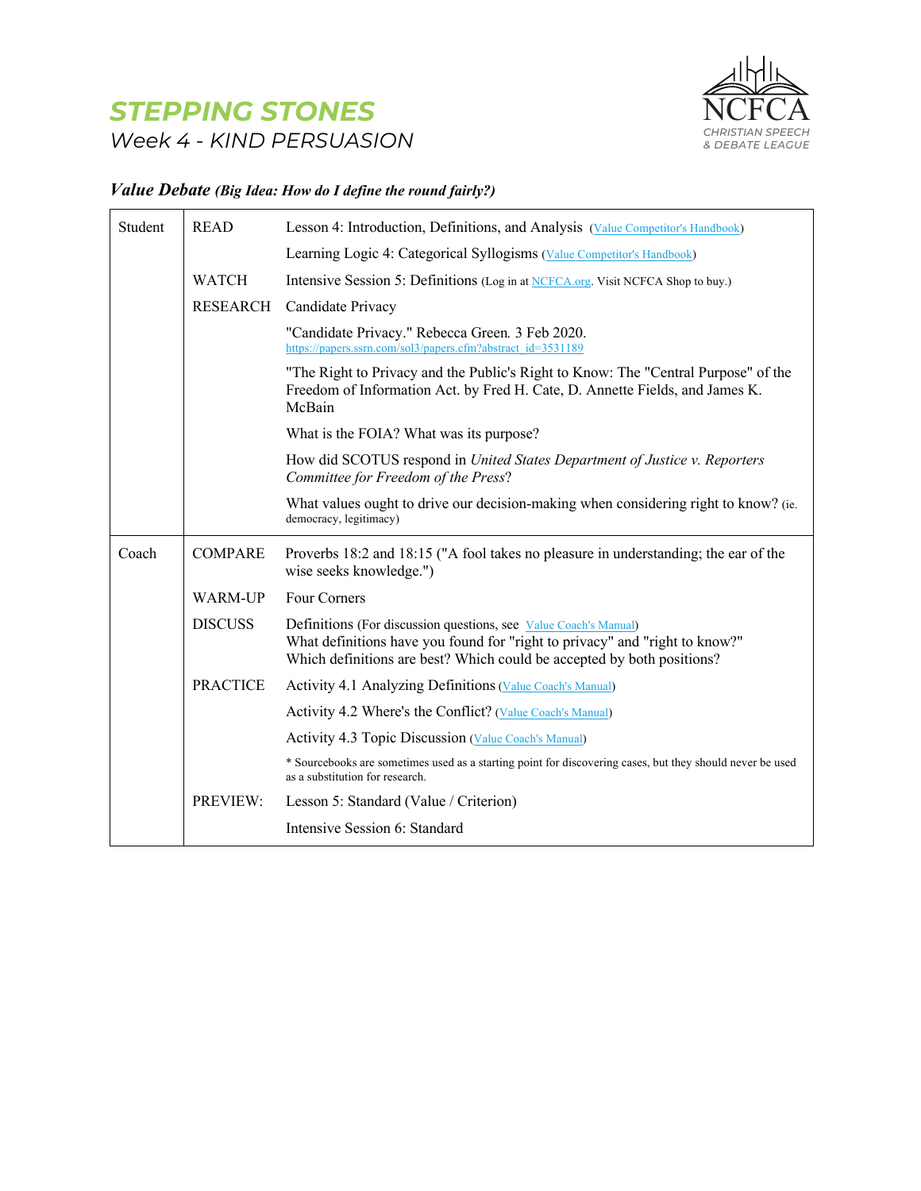# STEPPING STONES

## Week 4 - KIND PERSUASION

NCFCA
CHRISTIAN SPEECH & DEBATE LEAGUE

### *Value Debate (Big Idea: How do I define the round fairly?)*

| | | |
|---|---|---|
| Student | READ | Lesson 4: Introduction, Definitions, and Analysis (Value Competitor's Handbook) |
| | | Learning Logic 4: Categorical Syllogisms (Value Competitor's Handbook) |
| | WATCH | Intensive Session 5: Definitions (Log in at NCFCA.org. Visit NCFCA Shop to buy.) |
| | RESEARCH | Candidate Privacy |
| | | "Candidate Privacy." Rebecca Green. 3 Feb 2020. https://papers.ssrn.com/sol3/papers.cfm?abstract_id=3531189 |
| | | "The Right to Privacy and the Public's Right to Know: The "Central Purpose" of the Freedom of Information Act. by Fred H. Cate, D. Annette Fields, and James K. McBain |
| | | What is the FOIA? What was its purpose? |
| | | How did SCOTUS respond in *United States Department of Justice v. Reporters Committee for Freedom of the Press*? |
| | | What values ought to drive our decision-making when considering right to know? (ie. democracy, legitimacy) |
| Coach | COMPARE | Proverbs 18:2 and 18:15 ("A fool takes no pleasure in understanding; the ear of the wise seeks knowledge.") |
| | WARM-UP | Four Corners |
| | DISCUSS | Definitions (For discussion questions, see Value Coach's Manual) What definitions have you found for "right to privacy" and "right to know?" Which definitions are best? Which could be accepted by both positions? |
| | PRACTICE | Activity 4.1 Analyzing Definitions (Value Coach's Manual) |
| | | Activity 4.2 Where's the Conflict? (Value Coach's Manual) |
| | | Activity 4.3 Topic Discussion (Value Coach's Manual) |
| | | * Sourcebooks are sometimes used as a starting point for discovering cases, but they should never be used as a substitution for research. |
| | PREVIEW: | Lesson 5: Standard (Value / Criterion) |
| | | Intensive Session 6: Standard |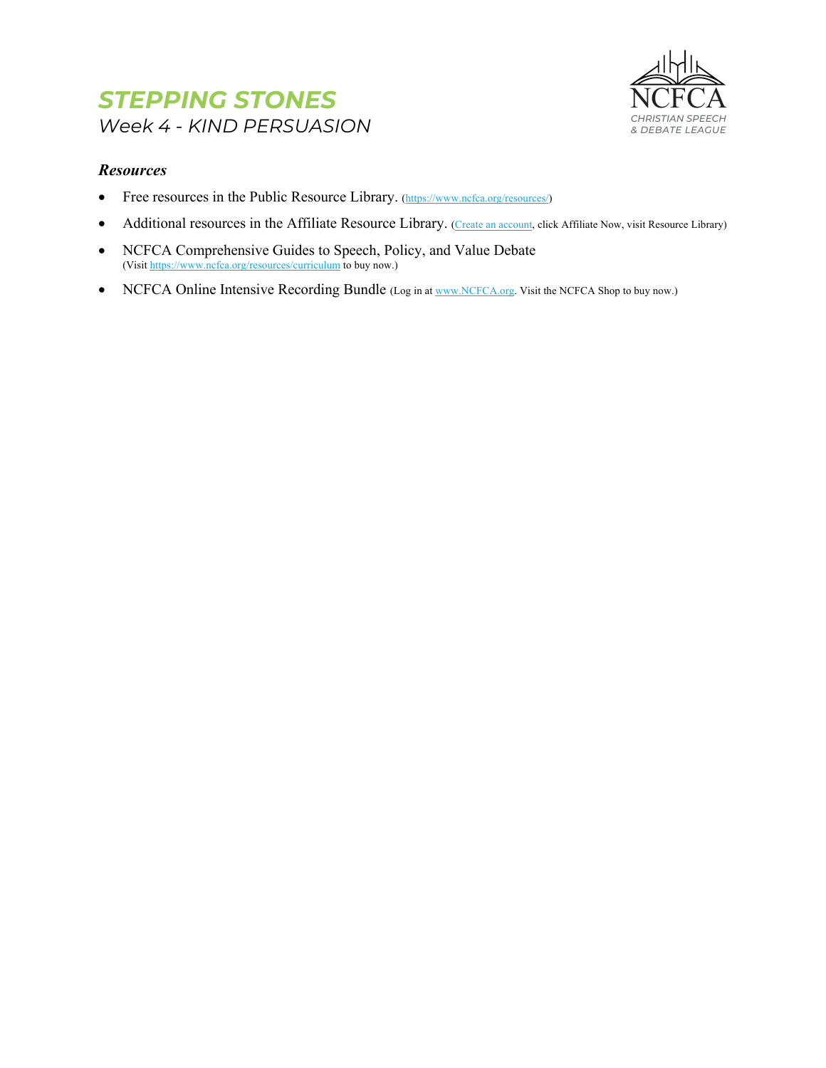# STEPPING STONES

*Week 4 - KIND PERSUASION*

NCFCA
CHRISTIAN SPEECH
& DEBATE LEAGUE

### *Resources*

- Free resources in the Public Resource Library. (https://www.ncfca.org/resources/)
- Additional resources in the Affiliate Resource Library. (Create an account, click Affiliate Now, visit Resource Library)
- NCFCA Comprehensive Guides to Speech, Policy, and Value Debate
  (Visit https://www.ncfca.org/resources/curriculum to buy now.)
- NCFCA Online Intensive Recording Bundle (Log in at www.NCFCA.org. Visit the NCFCA Shop to buy now.)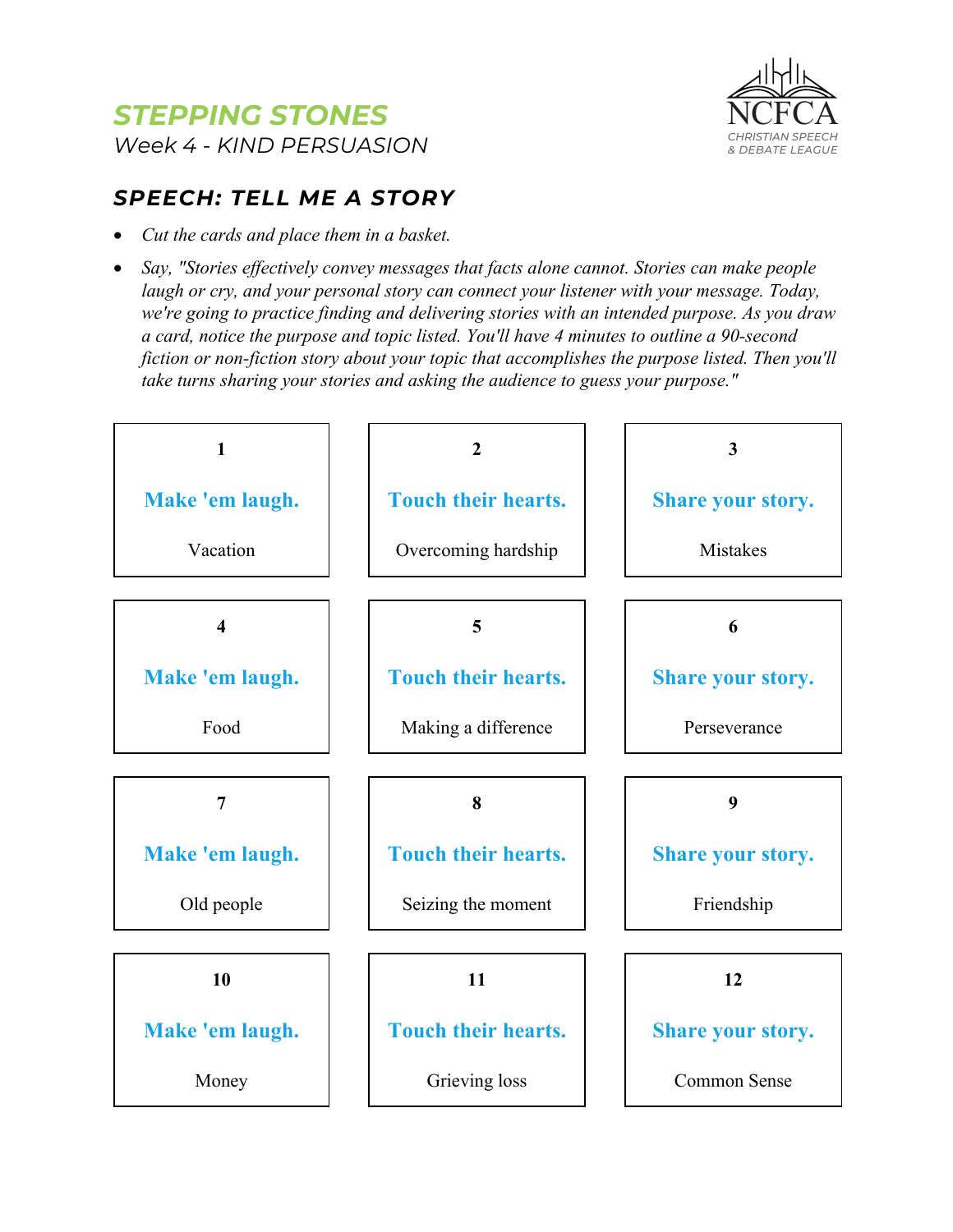# STEPPING STONES

*Week 4 - KIND PERSUASION*

NCFCA
CHRISTIAN SPEECH & DEBATE LEAGUE

## *SPEECH: TELL ME A STORY*

- *Cut the cards and place them in a basket.*
- *Say, "Stories effectively convey messages that facts alone cannot. Stories can make people laugh or cry, and your personal story can connect your listener with your message. Today, we're going to practice finding and delivering stories with an intended purpose. As you draw a card, notice the purpose and topic listed. You'll have 4 minutes to outline a 90-second fiction or non-fiction story about your topic that accomplishes the purpose listed. Then you'll take turns sharing your stories and asking the audience to guess your purpose."*

| | | |
|---|---|---|
| **1**<br>**Make 'em laugh.**<br>Vacation | **2**<br>**Touch their hearts.**<br>Overcoming hardship | **3**<br>**Share your story.**<br>Mistakes |
| **4**<br>**Make 'em laugh.**<br>Food | **5**<br>**Touch their hearts.**<br>Making a difference | **6**<br>**Share your story.**<br>Perseverance |
| **7**<br>**Make 'em laugh.**<br>Old people | **8**<br>**Touch their hearts.**<br>Seizing the moment | **9**<br>**Share your story.**<br>Friendship |
| **10**<br>**Make 'em laugh.**<br>Money | **11**<br>**Touch their hearts.**<br>Grieving loss | **12**<br>**Share your story.**<br>Common Sense |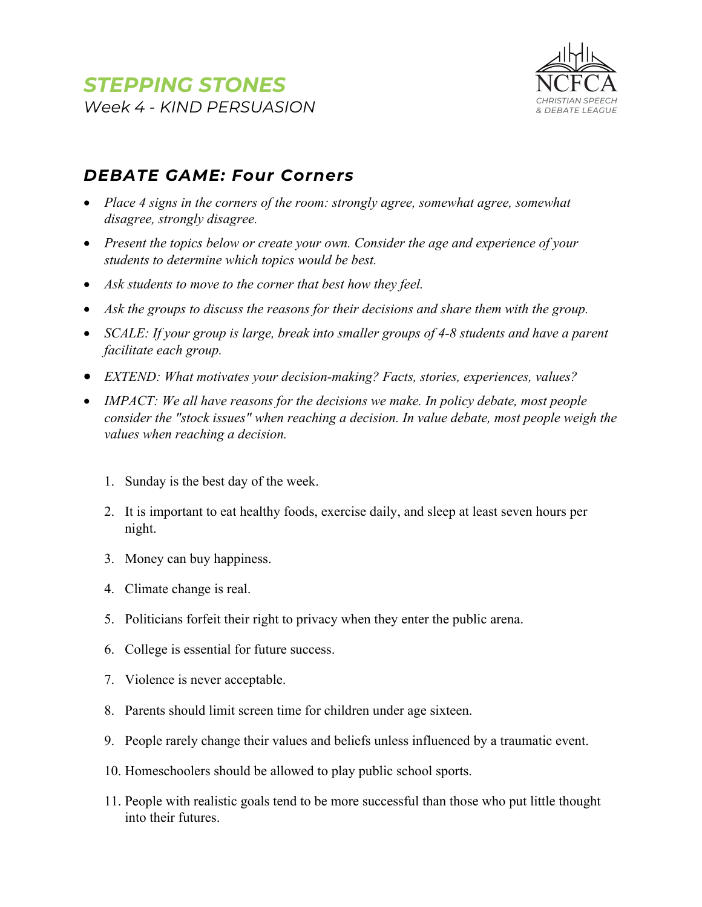# *STEPPING STONES*

*Week 4 - KIND PERSUASION*

NCFCA
*CHRISTIAN SPEECH & DEBATE LEAGUE*

## *DEBATE GAME: Four Corners*

- *Place 4 signs in the corners of the room: strongly agree, somewhat agree, somewhat disagree, strongly disagree.*
- *Present the topics below or create your own. Consider the age and experience of your students to determine which topics would be best.*
- *Ask students to move to the corner that best how they feel.*
- *Ask the groups to discuss the reasons for their decisions and share them with the group.*
- *SCALE: If your group is large, break into smaller groups of 4-8 students and have a parent facilitate each group.*
- *EXTEND: What motivates your decision-making? Facts, stories, experiences, values?*
- *IMPACT: We all have reasons for the decisions we make. In policy debate, most people consider the "stock issues" when reaching a decision. In value debate, most people weigh the values when reaching a decision.*

1. Sunday is the best day of the week.
2. It is important to eat healthy foods, exercise daily, and sleep at least seven hours per night.
3. Money can buy happiness.
4. Climate change is real.
5. Politicians forfeit their right to privacy when they enter the public arena.
6. College is essential for future success.
7. Violence is never acceptable.
8. Parents should limit screen time for children under age sixteen.
9. People rarely change their values and beliefs unless influenced by a traumatic event.
10. Homeschoolers should be allowed to play public school sports.
11. People with realistic goals tend to be more successful than those who put little thought into their futures.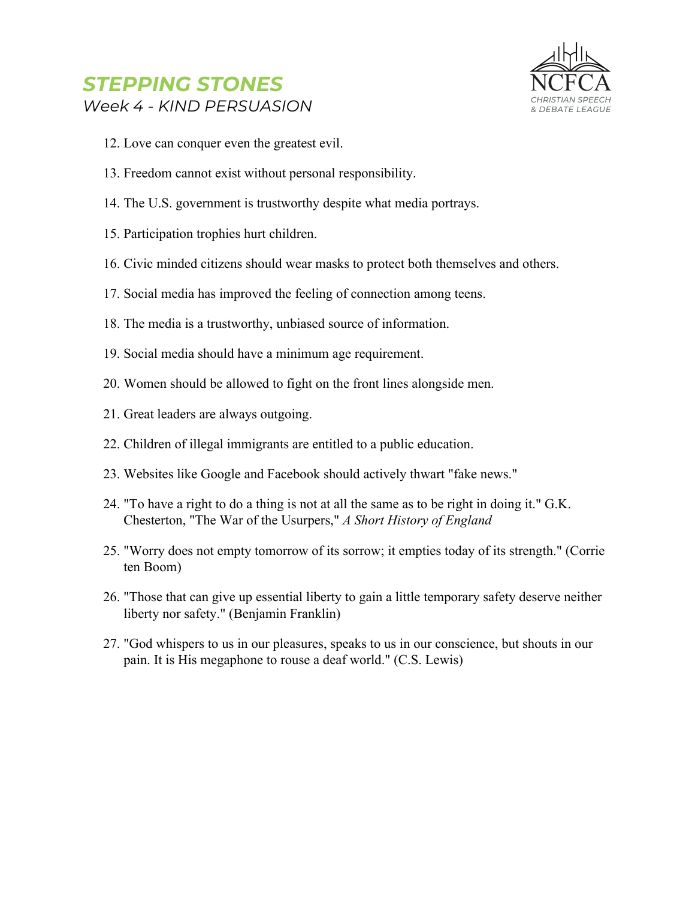12. Love can conquer even the greatest evil.
13. Freedom cannot exist without personal responsibility.
14. The U.S. government is trustworthy despite what media portrays.
15. Participation trophies hurt children.
16. Civic minded citizens should wear masks to protect both themselves and others.
17. Social media has improved the feeling of connection among teens.
18. The media is a trustworthy, unbiased source of information.
19. Social media should have a minimum age requirement.
20. Women should be allowed to fight on the front lines alongside men.
21. Great leaders are always outgoing.
22. Children of illegal immigrants are entitled to a public education.
23. Websites like Google and Facebook should actively thwart "fake news."
24. "To have a right to do a thing is not at all the same as to be right in doing it." G.K. Chesterton, "The War of the Usurpers," *A Short History of England*
25. "Worry does not empty tomorrow of its sorrow; it empties today of its strength." (Corrie ten Boom)
26. "Those that can give up essential liberty to gain a little temporary safety deserve neither liberty nor safety." (Benjamin Franklin)
27. "God whispers to us in our pleasures, speaks to us in our conscience, but shouts in our pain. It is His megaphone to rouse a deaf world." (C.S. Lewis)